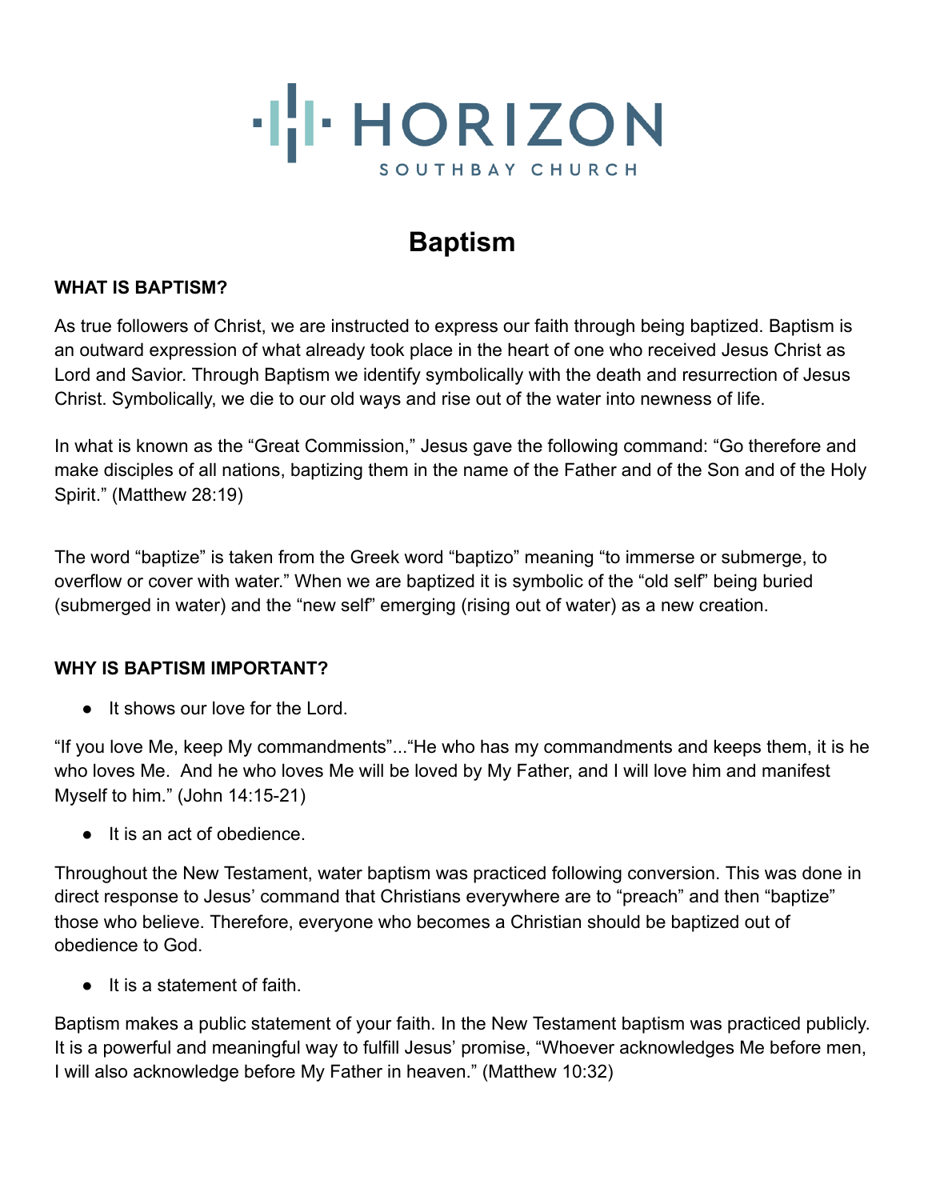# HORIZON

SOUTHBAY CHURCH

## Baptism

**WHAT IS BAPTISM?**

As true followers of Christ, we are instructed to express our faith through being baptized. Baptism is an outward expression of what already took place in the heart of one who received Jesus Christ as Lord and Savior. Through Baptism we identify symbolically with the death and resurrection of Jesus Christ. Symbolically, we die to our old ways and rise out of the water into newness of life.

In what is known as the "Great Commission," Jesus gave the following command: "Go therefore and make disciples of all nations, baptizing them in the name of the Father and of the Son and of the Holy Spirit." (Matthew 28:19)

The word "baptize" is taken from the Greek word "baptizo" meaning "to immerse or submerge, to overflow or cover with water." When we are baptized it is symbolic of the "old self" being buried (submerged in water) and the "new self" emerging (rising out of water) as a new creation.

**WHY IS BAPTISM IMPORTANT?**

- It shows our love for the Lord.

"If you love Me, keep My commandments"..."He who has my commandments and keeps them, it is he who loves Me. And he who loves Me will be loved by My Father, and I will love him and manifest Myself to him." (John 14:15-21)

- It is an act of obedience.

Throughout the New Testament, water baptism was practiced following conversion. This was done in direct response to Jesus' command that Christians everywhere are to "preach" and then "baptize" those who believe. Therefore, everyone who becomes a Christian should be baptized out of obedience to God.

- It is a statement of faith.

Baptism makes a public statement of your faith. In the New Testament baptism was practiced publicly. It is a powerful and meaningful way to fulfill Jesus' promise, "Whoever acknowledges Me before men, I will also acknowledge before My Father in heaven." (Matthew 10:32)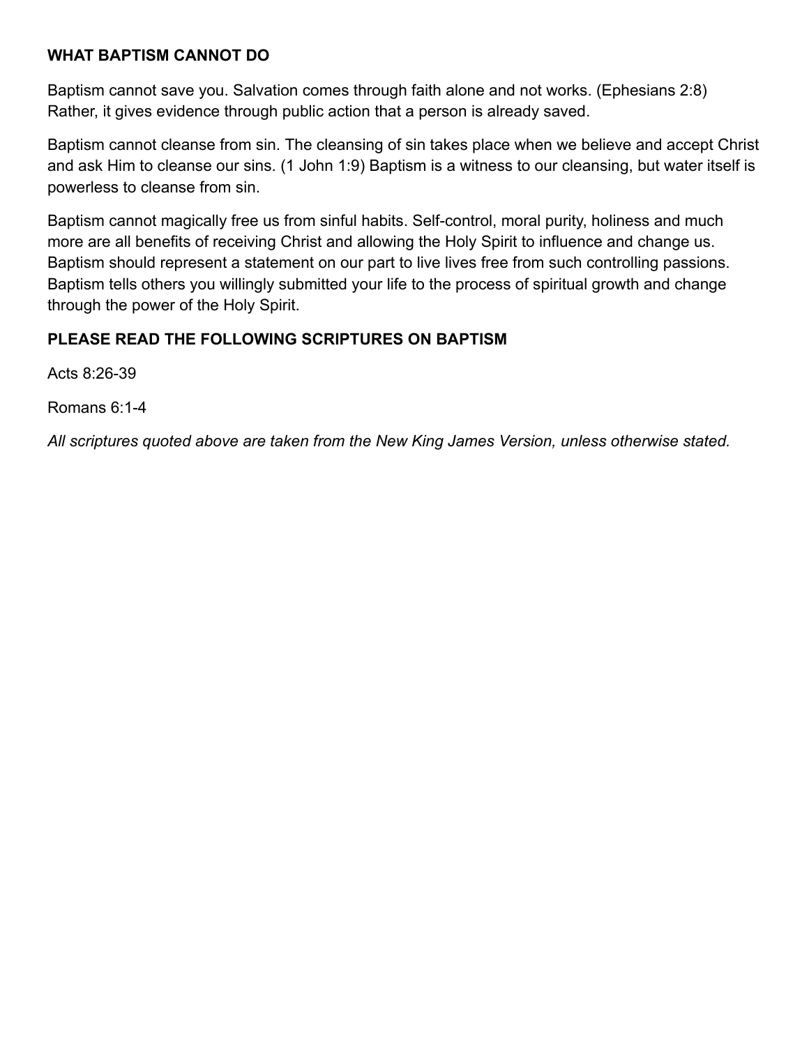## WHAT BAPTISM CANNOT DO

Baptism cannot save you. Salvation comes through faith alone and not works. (Ephesians 2:8) Rather, it gives evidence through public action that a person is already saved.

Baptism cannot cleanse from sin. The cleansing of sin takes place when we believe and accept Christ and ask Him to cleanse our sins. (1 John 1:9) Baptism is a witness to our cleansing, but water itself is powerless to cleanse from sin.

Baptism cannot magically free us from sinful habits. Self-control, moral purity, holiness and much more are all benefits of receiving Christ and allowing the Holy Spirit to influence and change us. Baptism should represent a statement on our part to live lives free from such controlling passions. Baptism tells others you willingly submitted your life to the process of spiritual growth and change through the power of the Holy Spirit.

## PLEASE READ THE FOLLOWING SCRIPTURES ON BAPTISM

Acts 8:26-39

Romans 6:1-4

*All scriptures quoted above are taken from the New King James Version, unless otherwise stated.*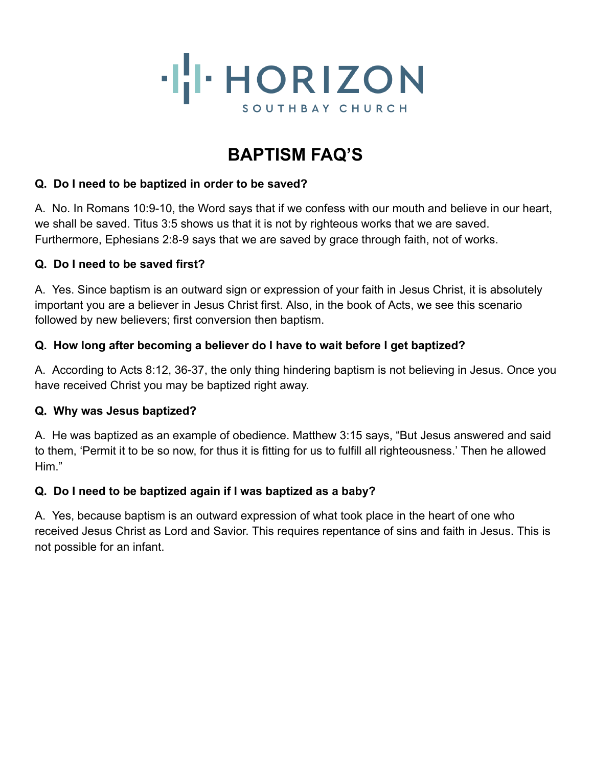HORIZON

SOUTHBAY CHURCH

# BAPTISM FAQ'S

**Q. Do I need to be baptized in order to be saved?**

A. No. In Romans 10:9-10, the Word says that if we confess with our mouth and believe in our heart, we shall be saved. Titus 3:5 shows us that it is not by righteous works that we are saved. Furthermore, Ephesians 2:8-9 says that we are saved by grace through faith, not of works.

**Q. Do I need to be saved first?**

A. Yes. Since baptism is an outward sign or expression of your faith in Jesus Christ, it is absolutely important you are a believer in Jesus Christ first. Also, in the book of Acts, we see this scenario followed by new believers; first conversion then baptism.

**Q. How long after becoming a believer do I have to wait before I get baptized?**

A. According to Acts 8:12, 36-37, the only thing hindering baptism is not believing in Jesus. Once you have received Christ you may be baptized right away.

**Q. Why was Jesus baptized?**

A. He was baptized as an example of obedience. Matthew 3:15 says, "But Jesus answered and said to them, 'Permit it to be so now, for thus it is fitting for us to fulfill all righteousness.' Then he allowed Him."

**Q. Do I need to be baptized again if I was baptized as a baby?**

A. Yes, because baptism is an outward expression of what took place in the heart of one who received Jesus Christ as Lord and Savior. This requires repentance of sins and faith in Jesus. This is not possible for an infant.